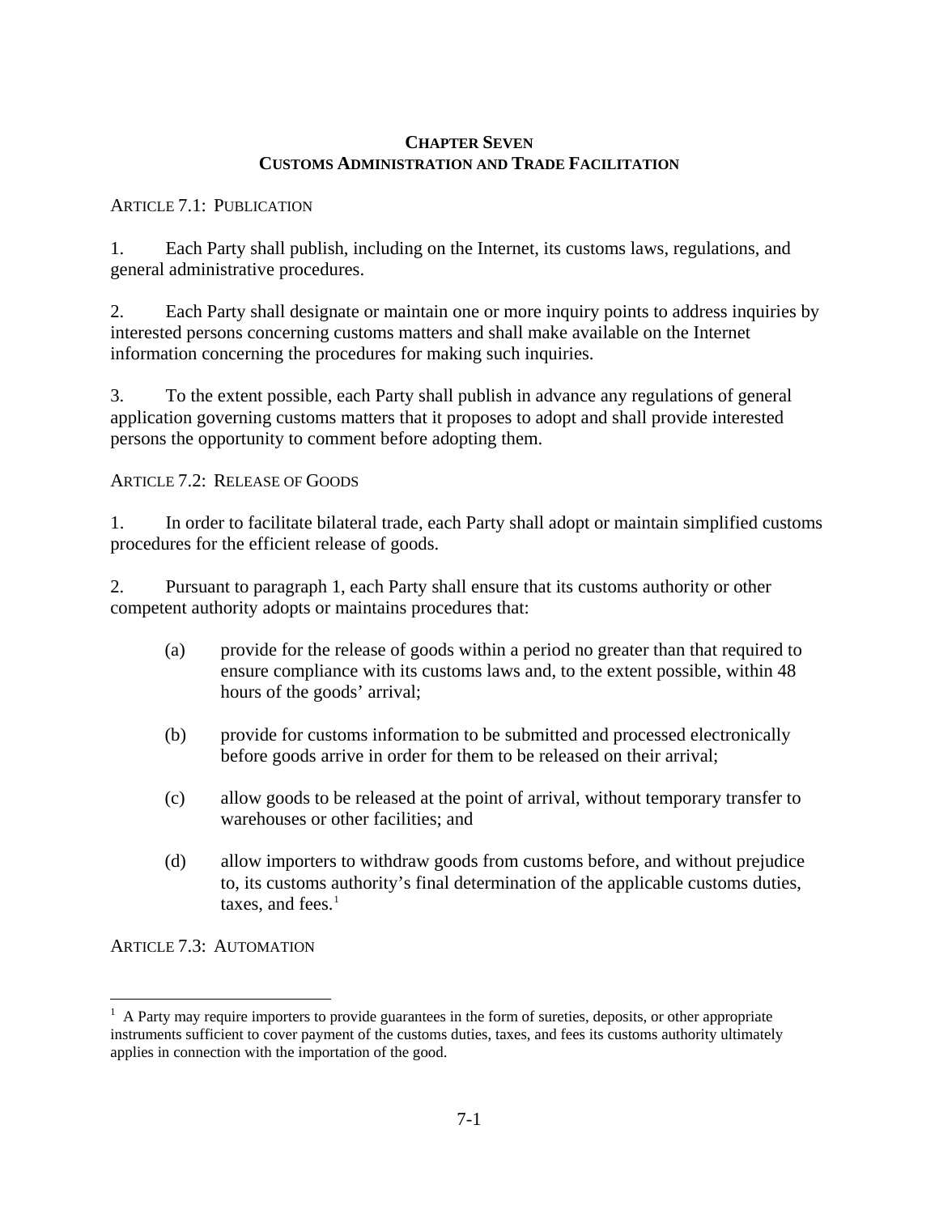# CHAPTER SEVEN
# CUSTOMS ADMINISTRATION AND TRADE FACILITATION

## ARTICLE 7.1: PUBLICATION

1. Each Party shall publish, including on the Internet, its customs laws, regulations, and general administrative procedures.

2. Each Party shall designate or maintain one or more inquiry points to address inquiries by interested persons concerning customs matters and shall make available on the Internet information concerning the procedures for making such inquiries.

3. To the extent possible, each Party shall publish in advance any regulations of general application governing customs matters that it proposes to adopt and shall provide interested persons the opportunity to comment before adopting them.

## ARTICLE 7.2: RELEASE OF GOODS

1. In order to facilitate bilateral trade, each Party shall adopt or maintain simplified customs procedures for the efficient release of goods.

2. Pursuant to paragraph 1, each Party shall ensure that its customs authority or other competent authority adopts or maintains procedures that:

   (a) provide for the release of goods within a period no greater than that required to ensure compliance with its customs laws and, to the extent possible, within 48 hours of the goods' arrival;

   (b) provide for customs information to be submitted and processed electronically before goods arrive in order for them to be released on their arrival;

   (c) allow goods to be released at the point of arrival, without temporary transfer to warehouses or other facilities; and

   (d) allow importers to withdraw goods from customs before, and without prejudice to, its customs authority's final determination of the applicable customs duties, taxes, and fees.[1]

## ARTICLE 7.3: AUTOMATION

[1] A Party may require importers to provide guarantees in the form of sureties, deposits, or other appropriate instruments sufficient to cover payment of the customs duties, taxes, and fees its customs authority ultimately applies in connection with the importation of the good.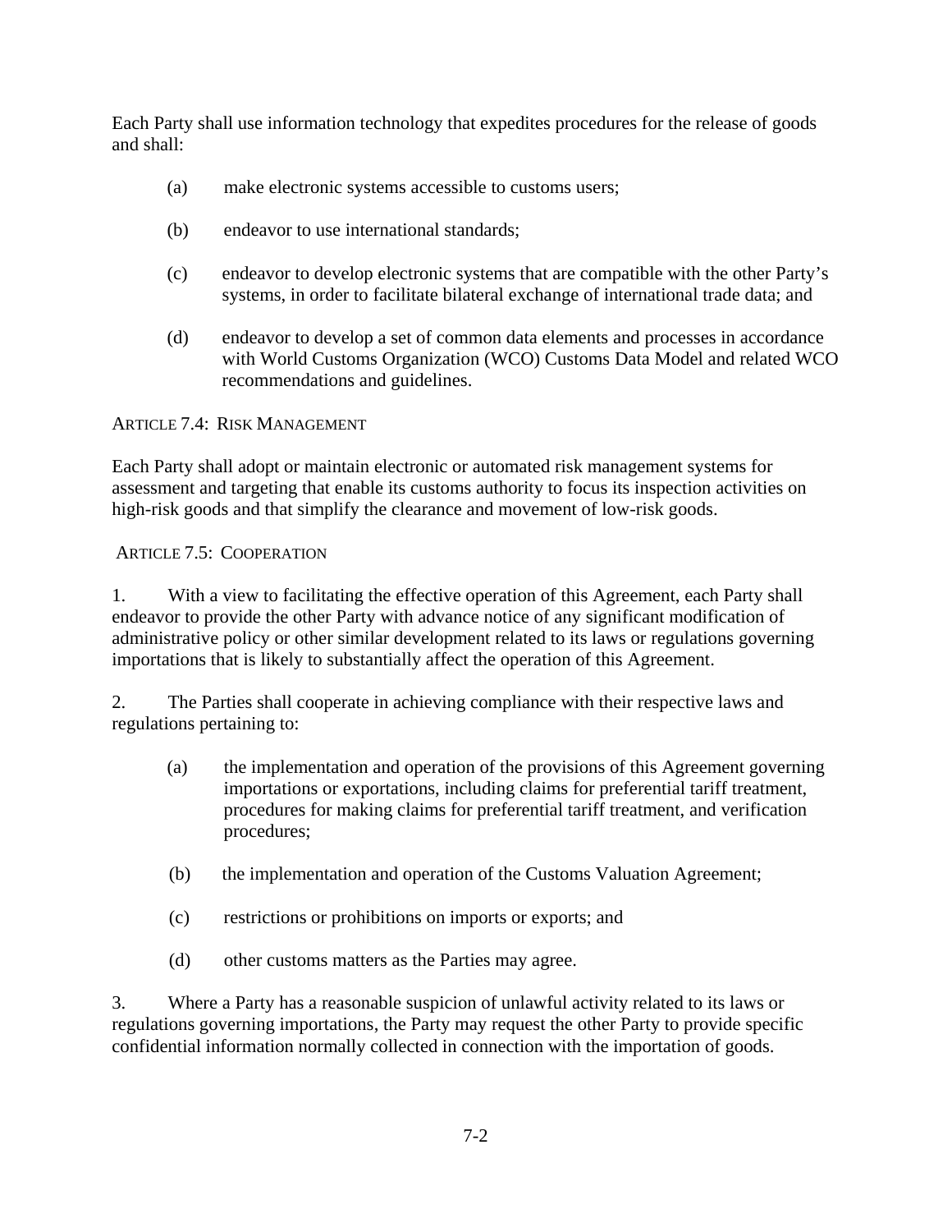Each Party shall use information technology that expedites procedures for the release of goods and shall:

(a) make electronic systems accessible to customs users;

(b) endeavor to use international standards;

(c) endeavor to develop electronic systems that are compatible with the other Party's systems, in order to facilitate bilateral exchange of international trade data; and

(d) endeavor to develop a set of common data elements and processes in accordance with World Customs Organization (WCO) Customs Data Model and related WCO recommendations and guidelines.

### ARTICLE 7.4: RISK MANAGEMENT

Each Party shall adopt or maintain electronic or automated risk management systems for assessment and targeting that enable its customs authority to focus its inspection activities on high-risk goods and that simplify the clearance and movement of low-risk goods.

### ARTICLE 7.5: COOPERATION

1. With a view to facilitating the effective operation of this Agreement, each Party shall endeavor to provide the other Party with advance notice of any significant modification of administrative policy or other similar development related to its laws or regulations governing importations that is likely to substantially affect the operation of this Agreement.

2. The Parties shall cooperate in achieving compliance with their respective laws and regulations pertaining to:

(a) the implementation and operation of the provisions of this Agreement governing importations or exportations, including claims for preferential tariff treatment, procedures for making claims for preferential tariff treatment, and verification procedures;

(b) the implementation and operation of the Customs Valuation Agreement;

(c) restrictions or prohibitions on imports or exports; and

(d) other customs matters as the Parties may agree.

3. Where a Party has a reasonable suspicion of unlawful activity related to its laws or regulations governing importations, the Party may request the other Party to provide specific confidential information normally collected in connection with the importation of goods.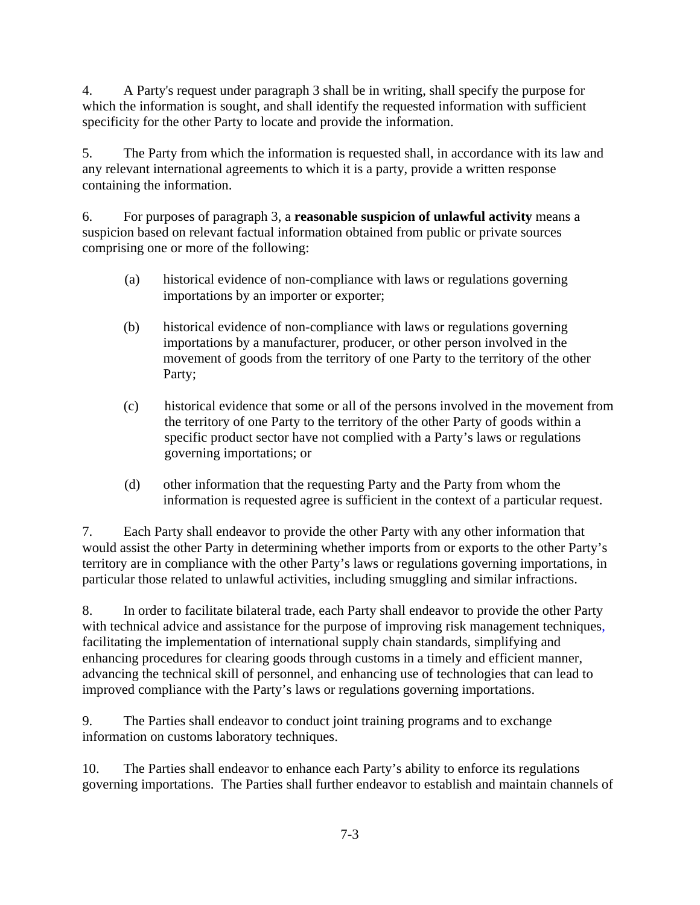4. A Party's request under paragraph 3 shall be in writing, shall specify the purpose for which the information is sought, and shall identify the requested information with sufficient specificity for the other Party to locate and provide the information.

5. The Party from which the information is requested shall, in accordance with its law and any relevant international agreements to which it is a party, provide a written response containing the information.

6. For purposes of paragraph 3, a **reasonable suspicion of unlawful activity** means a suspicion based on relevant factual information obtained from public or private sources comprising one or more of the following:

(a) historical evidence of non-compliance with laws or regulations governing importations by an importer or exporter;

(b) historical evidence of non-compliance with laws or regulations governing importations by a manufacturer, producer, or other person involved in the movement of goods from the territory of one Party to the territory of the other Party;

(c) historical evidence that some or all of the persons involved in the movement from the territory of one Party to the territory of the other Party of goods within a specific product sector have not complied with a Party's laws or regulations governing importations; or

(d) other information that the requesting Party and the Party from whom the information is requested agree is sufficient in the context of a particular request.

7. Each Party shall endeavor to provide the other Party with any other information that would assist the other Party in determining whether imports from or exports to the other Party's territory are in compliance with the other Party's laws or regulations governing importations, in particular those related to unlawful activities, including smuggling and similar infractions.

8. In order to facilitate bilateral trade, each Party shall endeavor to provide the other Party with technical advice and assistance for the purpose of improving risk management techniques, facilitating the implementation of international supply chain standards, simplifying and enhancing procedures for clearing goods through customs in a timely and efficient manner, advancing the technical skill of personnel, and enhancing use of technologies that can lead to improved compliance with the Party's laws or regulations governing importations.

9. The Parties shall endeavor to conduct joint training programs and to exchange information on customs laboratory techniques.

10. The Parties shall endeavor to enhance each Party's ability to enforce its regulations governing importations. The Parties shall further endeavor to establish and maintain channels of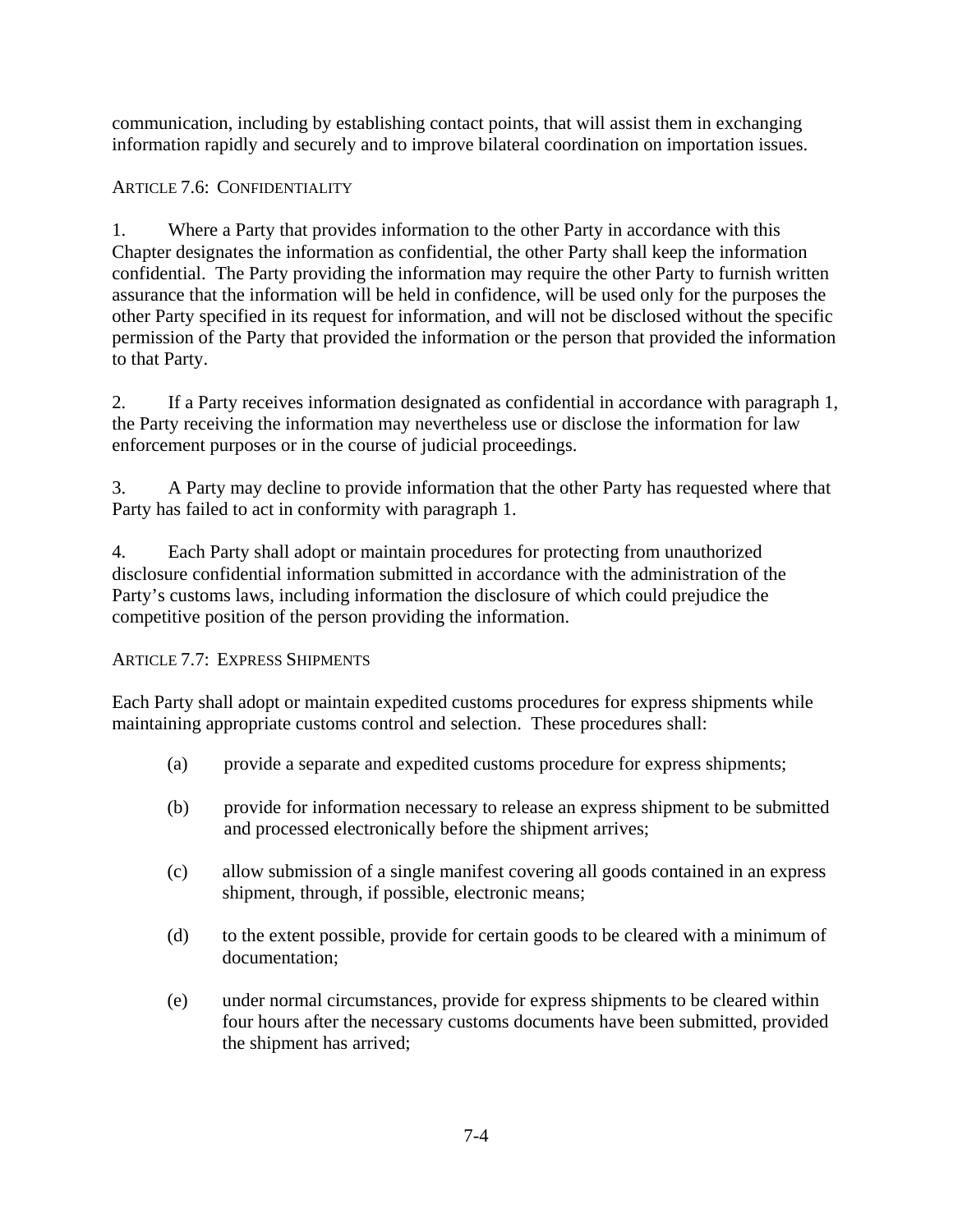communication, including by establishing contact points, that will assist them in exchanging information rapidly and securely and to improve bilateral coordination on importation issues.

### Article 7.6: Confidentiality

1. Where a Party that provides information to the other Party in accordance with this Chapter designates the information as confidential, the other Party shall keep the information confidential. The Party providing the information may require the other Party to furnish written assurance that the information will be held in confidence, will be used only for the purposes the other Party specified in its request for information, and will not be disclosed without the specific permission of the Party that provided the information or the person that provided the information to that Party.

2. If a Party receives information designated as confidential in accordance with paragraph 1, the Party receiving the information may nevertheless use or disclose the information for law enforcement purposes or in the course of judicial proceedings.

3. A Party may decline to provide information that the other Party has requested where that Party has failed to act in conformity with paragraph 1.

4. Each Party shall adopt or maintain procedures for protecting from unauthorized disclosure confidential information submitted in accordance with the administration of the Party's customs laws, including information the disclosure of which could prejudice the competitive position of the person providing the information.

### Article 7.7: Express Shipments

Each Party shall adopt or maintain expedited customs procedures for express shipments while maintaining appropriate customs control and selection. These procedures shall:

(a) provide a separate and expedited customs procedure for express shipments;

(b) provide for information necessary to release an express shipment to be submitted and processed electronically before the shipment arrives;

(c) allow submission of a single manifest covering all goods contained in an express shipment, through, if possible, electronic means;

(d) to the extent possible, provide for certain goods to be cleared with a minimum of documentation;

(e) under normal circumstances, provide for express shipments to be cleared within four hours after the necessary customs documents have been submitted, provided the shipment has arrived;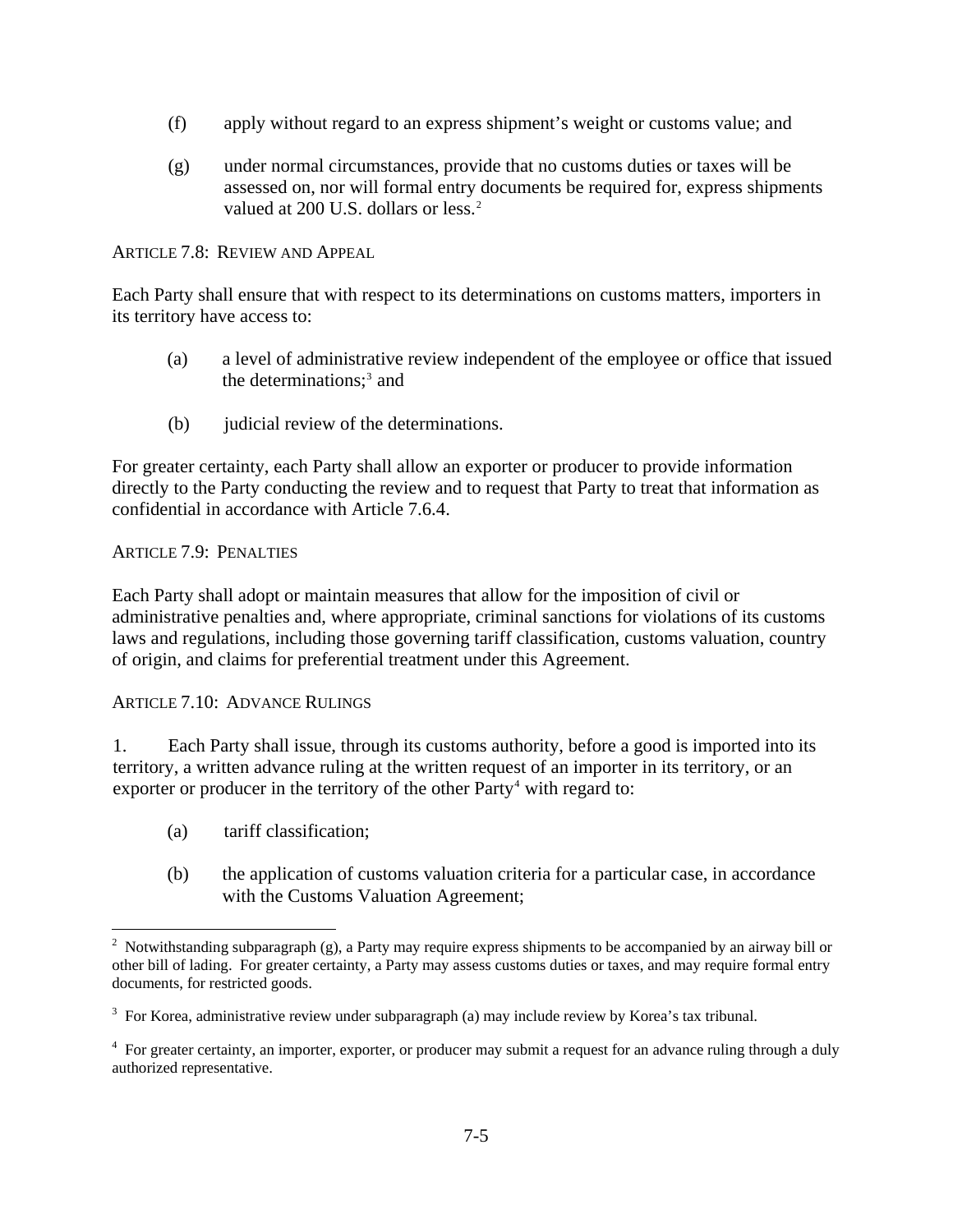(f) apply without regard to an express shipment's weight or customs value; and

(g) under normal circumstances, provide that no customs duties or taxes will be assessed on, nor will formal entry documents be required for, express shipments valued at 200 U.S. dollars or less.[2]

### ARTICLE 7.8: REVIEW AND APPEAL

Each Party shall ensure that with respect to its determinations on customs matters, importers in its territory have access to:

(a) a level of administrative review independent of the employee or office that issued the determinations;[3] and

(b) judicial review of the determinations.

For greater certainty, each Party shall allow an exporter or producer to provide information directly to the Party conducting the review and to request that Party to treat that information as confidential in accordance with Article 7.6.4.

### ARTICLE 7.9: PENALTIES

Each Party shall adopt or maintain measures that allow for the imposition of civil or administrative penalties and, where appropriate, criminal sanctions for violations of its customs laws and regulations, including those governing tariff classification, customs valuation, country of origin, and claims for preferential treatment under this Agreement.

### ARTICLE 7.10: ADVANCE RULINGS

1. Each Party shall issue, through its customs authority, before a good is imported into its territory, a written advance ruling at the written request of an importer in its territory, or an exporter or producer in the territory of the other Party[4] with regard to:

(a) tariff classification;

(b) the application of customs valuation criteria for a particular case, in accordance with the Customs Valuation Agreement;

---

[2] Notwithstanding subparagraph (g), a Party may require express shipments to be accompanied by an airway bill or other bill of lading. For greater certainty, a Party may assess customs duties or taxes, and may require formal entry documents, for restricted goods.

[3] For Korea, administrative review under subparagraph (a) may include review by Korea's tax tribunal.

[4] For greater certainty, an importer, exporter, or producer may submit a request for an advance ruling through a duly authorized representative.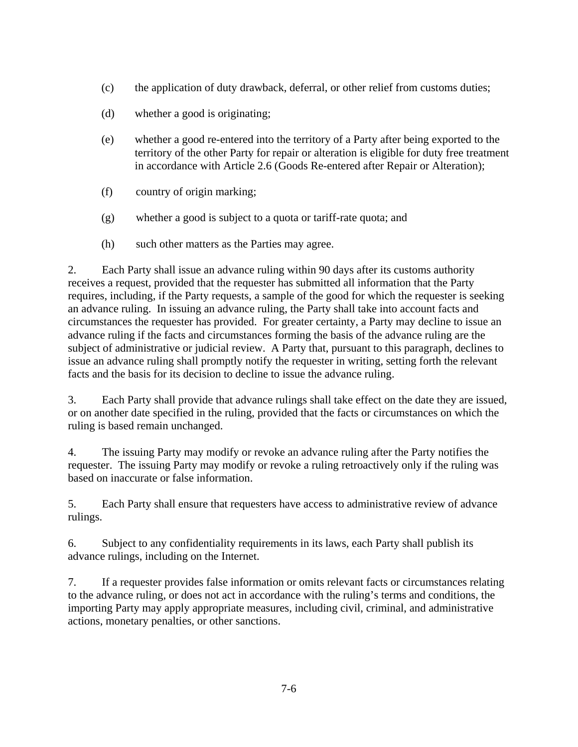(c) the application of duty drawback, deferral, or other relief from customs duties;

(d) whether a good is originating;

(e) whether a good re-entered into the territory of a Party after being exported to the territory of the other Party for repair or alteration is eligible for duty free treatment in accordance with Article 2.6 (Goods Re-entered after Repair or Alteration);

(f) country of origin marking;

(g) whether a good is subject to a quota or tariff-rate quota; and

(h) such other matters as the Parties may agree.

2. Each Party shall issue an advance ruling within 90 days after its customs authority receives a request, provided that the requester has submitted all information that the Party requires, including, if the Party requests, a sample of the good for which the requester is seeking an advance ruling. In issuing an advance ruling, the Party shall take into account facts and circumstances the requester has provided. For greater certainty, a Party may decline to issue an advance ruling if the facts and circumstances forming the basis of the advance ruling are the subject of administrative or judicial review. A Party that, pursuant to this paragraph, declines to issue an advance ruling shall promptly notify the requester in writing, setting forth the relevant facts and the basis for its decision to decline to issue the advance ruling.

3. Each Party shall provide that advance rulings shall take effect on the date they are issued, or on another date specified in the ruling, provided that the facts or circumstances on which the ruling is based remain unchanged.

4. The issuing Party may modify or revoke an advance ruling after the Party notifies the requester. The issuing Party may modify or revoke a ruling retroactively only if the ruling was based on inaccurate or false information.

5. Each Party shall ensure that requesters have access to administrative review of advance rulings.

6. Subject to any confidentiality requirements in its laws, each Party shall publish its advance rulings, including on the Internet.

7. If a requester provides false information or omits relevant facts or circumstances relating to the advance ruling, or does not act in accordance with the ruling's terms and conditions, the importing Party may apply appropriate measures, including civil, criminal, and administrative actions, monetary penalties, or other sanctions.